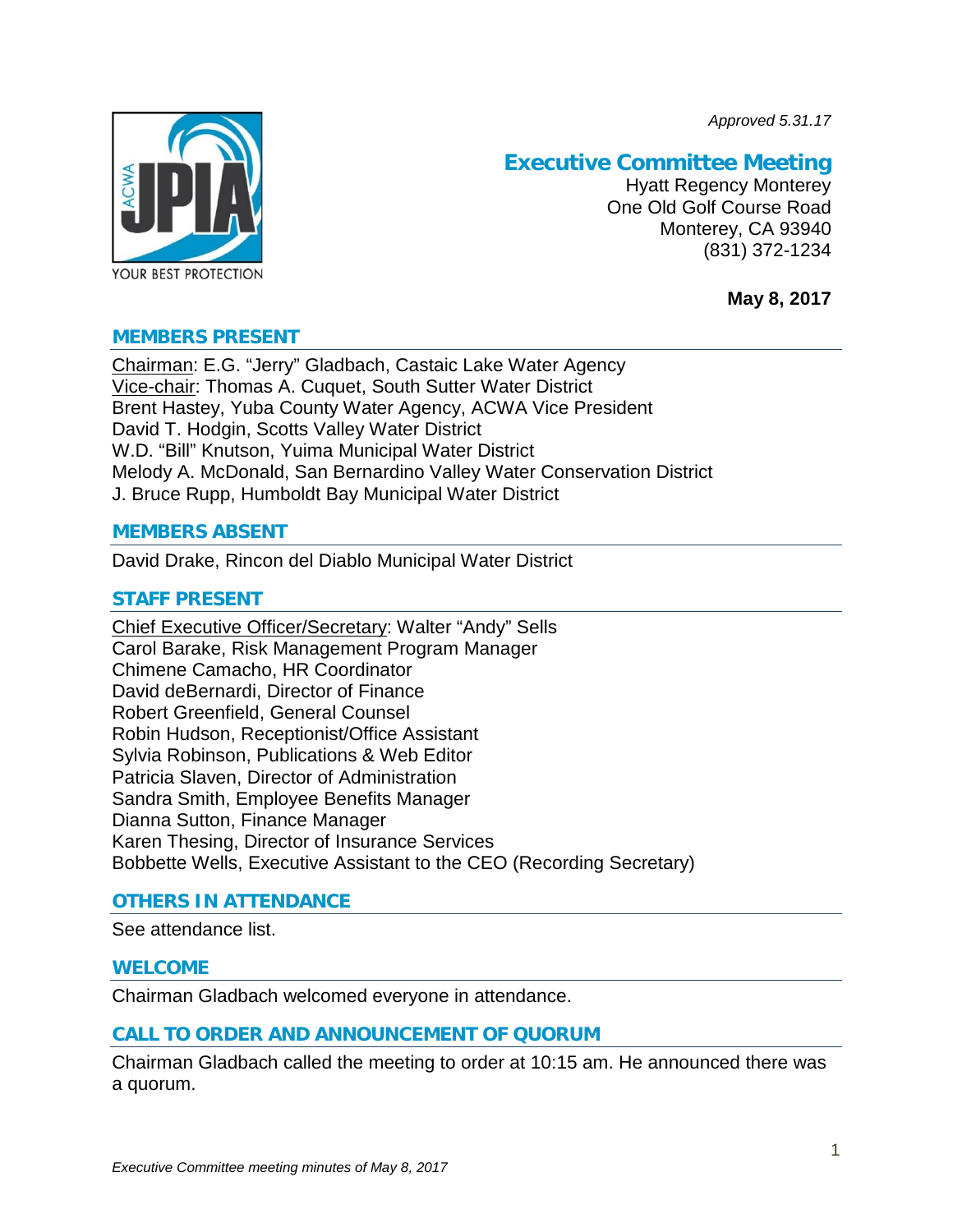*Approved 5.31.17*

# Executive Committee Meeting

Hyatt Regency Monterey
One Old Golf Course Road
Monterey, CA 93940
(831) 372-1234

**May 8, 2017**

## MEMBERS PRESENT

Chairman: E.G. "Jerry" Gladbach, Castaic Lake Water Agency
Vice-chair: Thomas A. Cuquet, South Sutter Water District
Brent Hastey, Yuba County Water Agency, ACWA Vice President
David T. Hodgin, Scotts Valley Water District
W.D. "Bill" Knutson, Yuima Municipal Water District
Melody A. McDonald, San Bernardino Valley Water Conservation District
J. Bruce Rupp, Humboldt Bay Municipal Water District

## MEMBERS ABSENT

David Drake, Rincon del Diablo Municipal Water District

## STAFF PRESENT

Chief Executive Officer/Secretary: Walter "Andy" Sells
Carol Barake, Risk Management Program Manager
Chimene Camacho, HR Coordinator
David deBernardi, Director of Finance
Robert Greenfield, General Counsel
Robin Hudson, Receptionist/Office Assistant
Sylvia Robinson, Publications & Web Editor
Patricia Slaven, Director of Administration
Sandra Smith, Employee Benefits Manager
Dianna Sutton, Finance Manager
Karen Thesing, Director of Insurance Services
Bobbette Wells, Executive Assistant to the CEO (Recording Secretary)

## OTHERS IN ATTENDANCE

See attendance list.

## WELCOME

Chairman Gladbach welcomed everyone in attendance.

## CALL TO ORDER AND ANNOUNCEMENT OF QUORUM

Chairman Gladbach called the meeting to order at 10:15 am. He announced there was a quorum.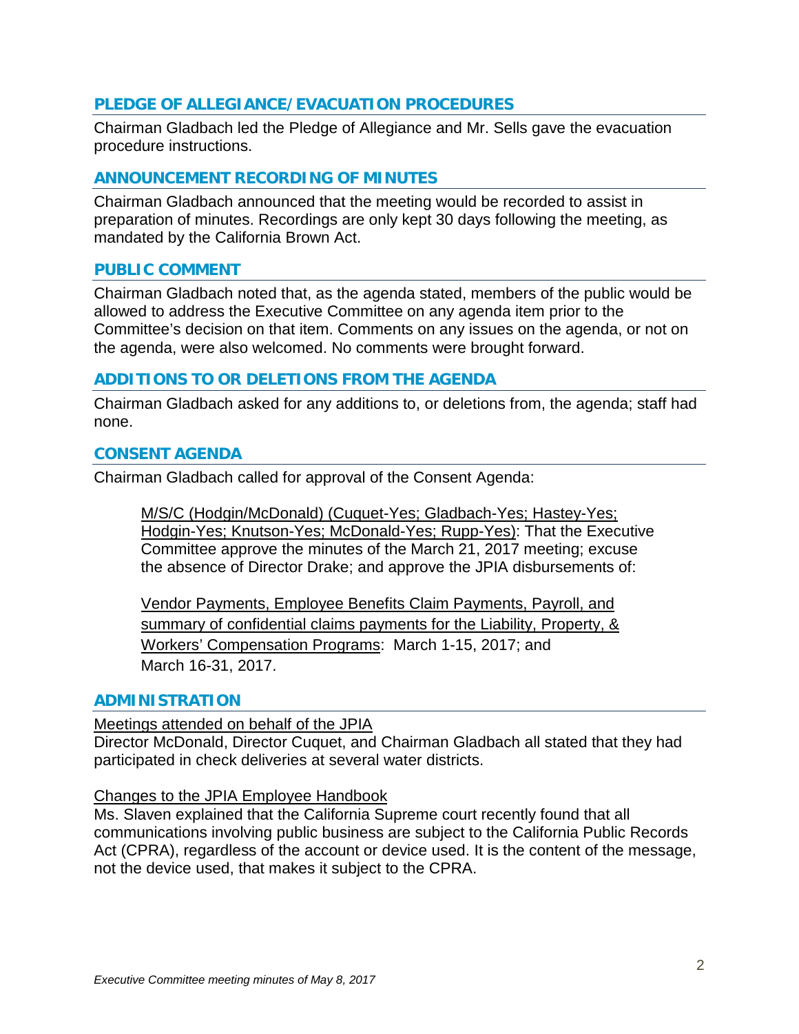## PLEDGE OF ALLEGIANCE/EVACUATION PROCEDURES

Chairman Gladbach led the Pledge of Allegiance and Mr. Sells gave the evacuation procedure instructions.

## ANNOUNCEMENT RECORDING OF MINUTES

Chairman Gladbach announced that the meeting would be recorded to assist in preparation of minutes. Recordings are only kept 30 days following the meeting, as mandated by the California Brown Act.

## PUBLIC COMMENT

Chairman Gladbach noted that, as the agenda stated, members of the public would be allowed to address the Executive Committee on any agenda item prior to the Committee's decision on that item. Comments on any issues on the agenda, or not on the agenda, were also welcomed. No comments were brought forward.

## ADDITIONS TO OR DELETIONS FROM THE AGENDA

Chairman Gladbach asked for any additions to, or deletions from, the agenda; staff had none.

## CONSENT AGENDA

Chairman Gladbach called for approval of the Consent Agenda:

> M/S/C (Hodgin/McDonald) (Cuquet-Yes; Gladbach-Yes; Hastey-Yes; Hodgin-Yes; Knutson-Yes; McDonald-Yes; Rupp-Yes): That the Executive Committee approve the minutes of the March 21, 2017 meeting; excuse the absence of Director Drake; and approve the JPIA disbursements of:
>
> Vendor Payments, Employee Benefits Claim Payments, Payroll, and summary of confidential claims payments for the Liability, Property, & Workers' Compensation Programs: March 1-15, 2017; and March 16-31, 2017.

## ADMINISTRATION

Meetings attended on behalf of the JPIA

Director McDonald, Director Cuquet, and Chairman Gladbach all stated that they had participated in check deliveries at several water districts.

Changes to the JPIA Employee Handbook

Ms. Slaven explained that the California Supreme court recently found that all communications involving public business are subject to the California Public Records Act (CPRA), regardless of the account or device used. It is the content of the message, not the device used, that makes it subject to the CPRA.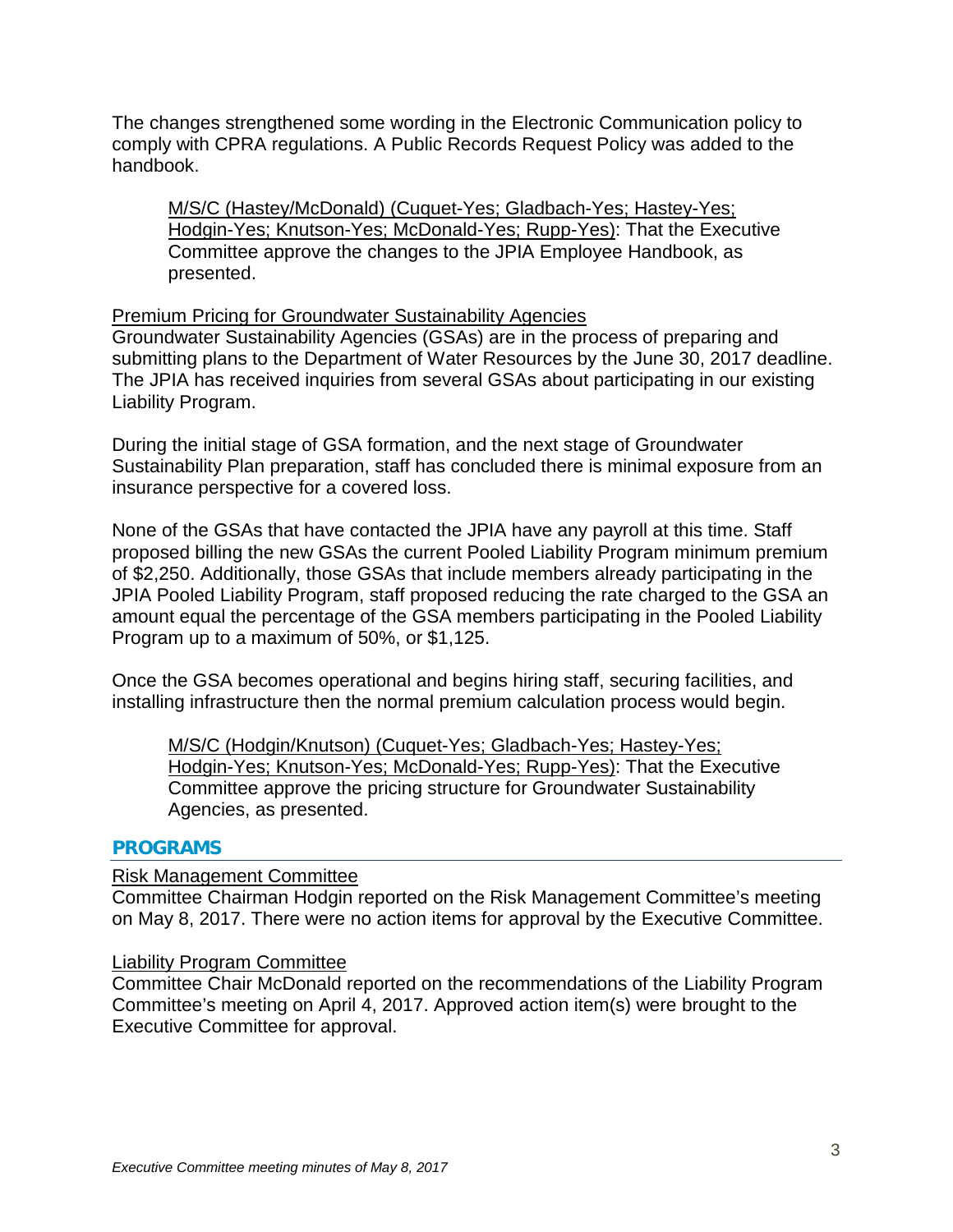The changes strengthened some wording in the Electronic Communication policy to comply with CPRA regulations. A Public Records Request Policy was added to the handbook.

> M/S/C (Hastey/McDonald) (Cuquet-Yes; Gladbach-Yes; Hastey-Yes; Hodgin-Yes; Knutson-Yes; McDonald-Yes; Rupp-Yes): That the Executive Committee approve the changes to the JPIA Employee Handbook, as presented.

Premium Pricing for Groundwater Sustainability Agencies

Groundwater Sustainability Agencies (GSAs) are in the process of preparing and submitting plans to the Department of Water Resources by the June 30, 2017 deadline. The JPIA has received inquiries from several GSAs about participating in our existing Liability Program.

During the initial stage of GSA formation, and the next stage of Groundwater Sustainability Plan preparation, staff has concluded there is minimal exposure from an insurance perspective for a covered loss.

None of the GSAs that have contacted the JPIA have any payroll at this time. Staff proposed billing the new GSAs the current Pooled Liability Program minimum premium of $2,250. Additionally, those GSAs that include members already participating in the JPIA Pooled Liability Program, staff proposed reducing the rate charged to the GSA an amount equal the percentage of the GSA members participating in the Pooled Liability Program up to a maximum of 50%, or $1,125.

Once the GSA becomes operational and begins hiring staff, securing facilities, and installing infrastructure then the normal premium calculation process would begin.

> M/S/C (Hodgin/Knutson) (Cuquet-Yes; Gladbach-Yes; Hastey-Yes; Hodgin-Yes; Knutson-Yes; McDonald-Yes; Rupp-Yes): That the Executive Committee approve the pricing structure for Groundwater Sustainability Agencies, as presented.

## PROGRAMS

Risk Management Committee

Committee Chairman Hodgin reported on the Risk Management Committee's meeting on May 8, 2017. There were no action items for approval by the Executive Committee.

Liability Program Committee

Committee Chair McDonald reported on the recommendations of the Liability Program Committee's meeting on April 4, 2017. Approved action item(s) were brought to the Executive Committee for approval.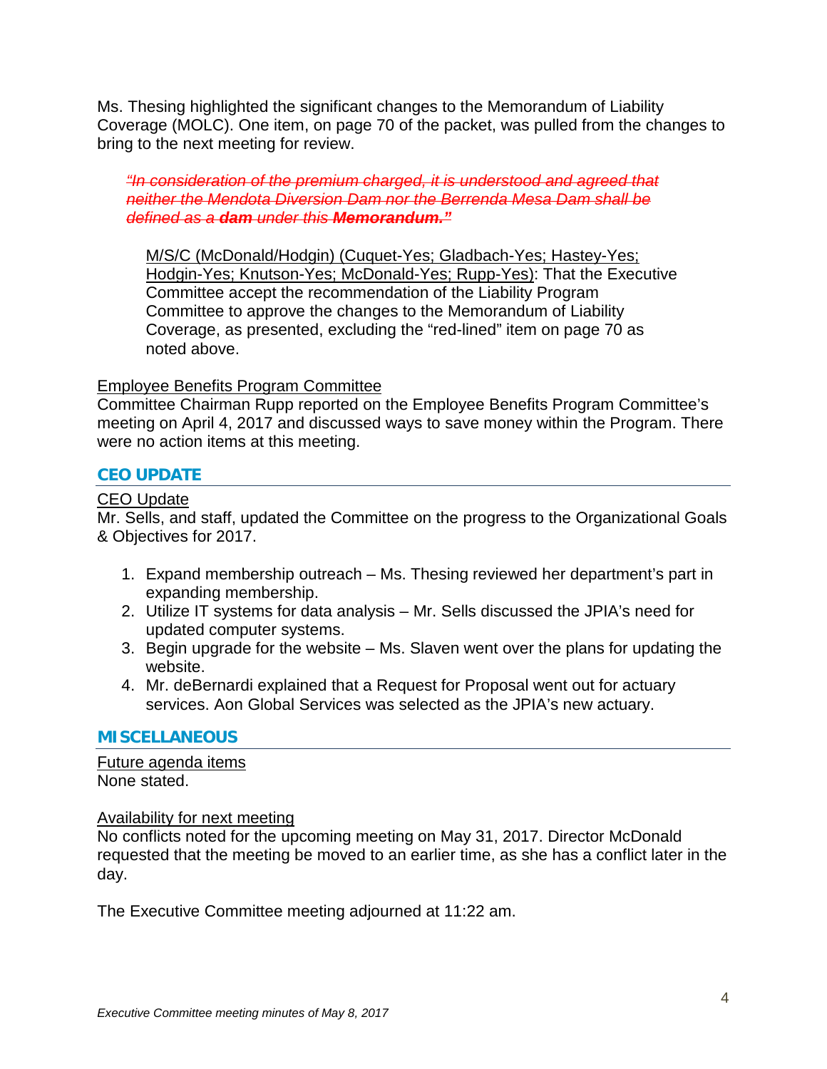Ms. Thesing highlighted the significant changes to the Memorandum of Liability Coverage (MOLC). One item, on page 70 of the packet, was pulled from the changes to bring to the next meeting for review.

> ~~*"In consideration of the premium charged, it is understood and agreed that neither the Mendota Diversion Dam nor the Berrenda Mesa Dam shall be defined as a **dam** under this **Memorandum.**"*~~

> M/S/C (McDonald/Hodgin) (Cuquet-Yes; Gladbach-Yes; Hastey-Yes; Hodgin-Yes; Knutson-Yes; McDonald-Yes; Rupp-Yes): That the Executive Committee accept the recommendation of the Liability Program Committee to approve the changes to the Memorandum of Liability Coverage, as presented, excluding the "red-lined" item on page 70 as noted above.

Employee Benefits Program Committee
Committee Chairman Rupp reported on the Employee Benefits Program Committee's meeting on April 4, 2017 and discussed ways to save money within the Program. There were no action items at this meeting.

## CEO UPDATE

CEO Update
Mr. Sells, and staff, updated the Committee on the progress to the Organizational Goals & Objectives for 2017.

1. Expand membership outreach – Ms. Thesing reviewed her department's part in expanding membership.
2. Utilize IT systems for data analysis – Mr. Sells discussed the JPIA's need for updated computer systems.
3. Begin upgrade for the website – Ms. Slaven went over the plans for updating the website.
4. Mr. deBernardi explained that a Request for Proposal went out for actuary services. Aon Global Services was selected as the JPIA's new actuary.

## MISCELLANEOUS

Future agenda items
None stated.

Availability for next meeting
No conflicts noted for the upcoming meeting on May 31, 2017. Director McDonald requested that the meeting be moved to an earlier time, as she has a conflict later in the day.

The Executive Committee meeting adjourned at 11:22 am.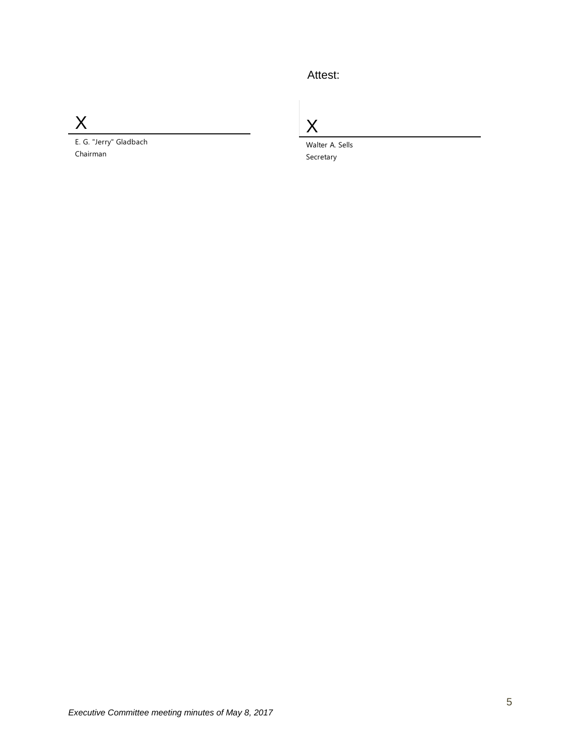Attest:

X

E. G. "Jerry" Gladbach
Chairman

X

Walter A. Sells
Secretary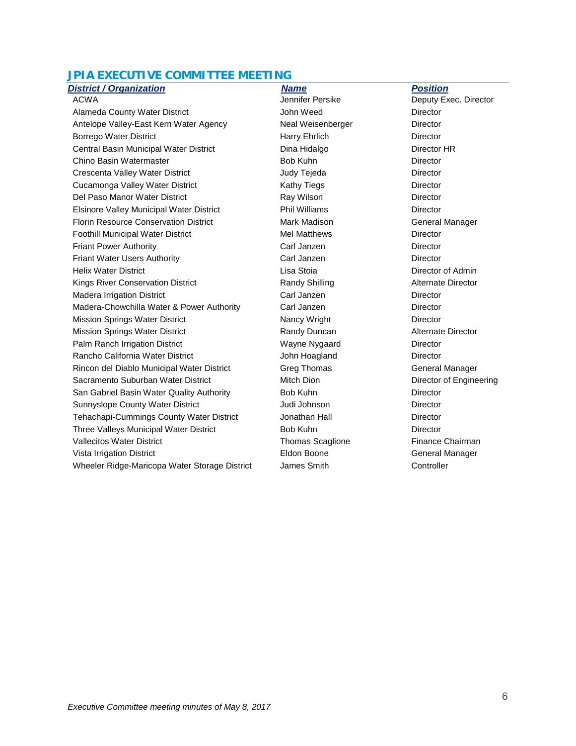## JPIA EXECUTIVE COMMITTEE MEETING

| District / Organization | Name | Position |
|---|---|---|
| ACWA | Jennifer Persike | Deputy Exec. Director |
| Alameda County Water District | John Weed | Director |
| Antelope Valley-East Kern Water Agency | Neal Weisenberger | Director |
| Borrego Water District | Harry Ehrlich | Director |
| Central Basin Municipal Water District | Dina Hidalgo | Director HR |
| Chino Basin Watermaster | Bob Kuhn | Director |
| Crescenta Valley Water District | Judy Tejeda | Director |
| Cucamonga Valley Water District | Kathy Tiegs | Director |
| Del Paso Manor Water District | Ray Wilson | Director |
| Elsinore Valley Municipal Water District | Phil Williams | Director |
| Florin Resource Conservation District | Mark Madison | General Manager |
| Foothill Municipal Water District | Mel Matthews | Director |
| Friant Power Authority | Carl Janzen | Director |
| Friant Water Users Authority | Carl Janzen | Director |
| Helix Water District | Lisa Stoia | Director of Admin |
| Kings River Conservation District | Randy Shilling | Alternate Director |
| Madera Irrigation District | Carl Janzen | Director |
| Madera-Chowchilla Water & Power Authority | Carl Janzen | Director |
| Mission Springs Water District | Nancy Wright | Director |
| Mission Springs Water District | Randy Duncan | Alternate Director |
| Palm Ranch Irrigation District | Wayne Nygaard | Director |
| Rancho California Water District | John Hoagland | Director |
| Rincon del Diablo Municipal Water District | Greg Thomas | General Manager |
| Sacramento Suburban Water District | Mitch Dion | Director of Engineering |
| San Gabriel Basin Water Quality Authority | Bob Kuhn | Director |
| Sunnyslope County Water District | Judi Johnson | Director |
| Tehachapi-Cummings County Water District | Jonathan Hall | Director |
| Three Valleys Municipal Water District | Bob Kuhn | Director |
| Vallecitos Water District | Thomas Scaglione | Finance Chairman |
| Vista Irrigation District | Eldon Boone | General Manager |
| Wheeler Ridge-Maricopa Water Storage District | James Smith | Controller |